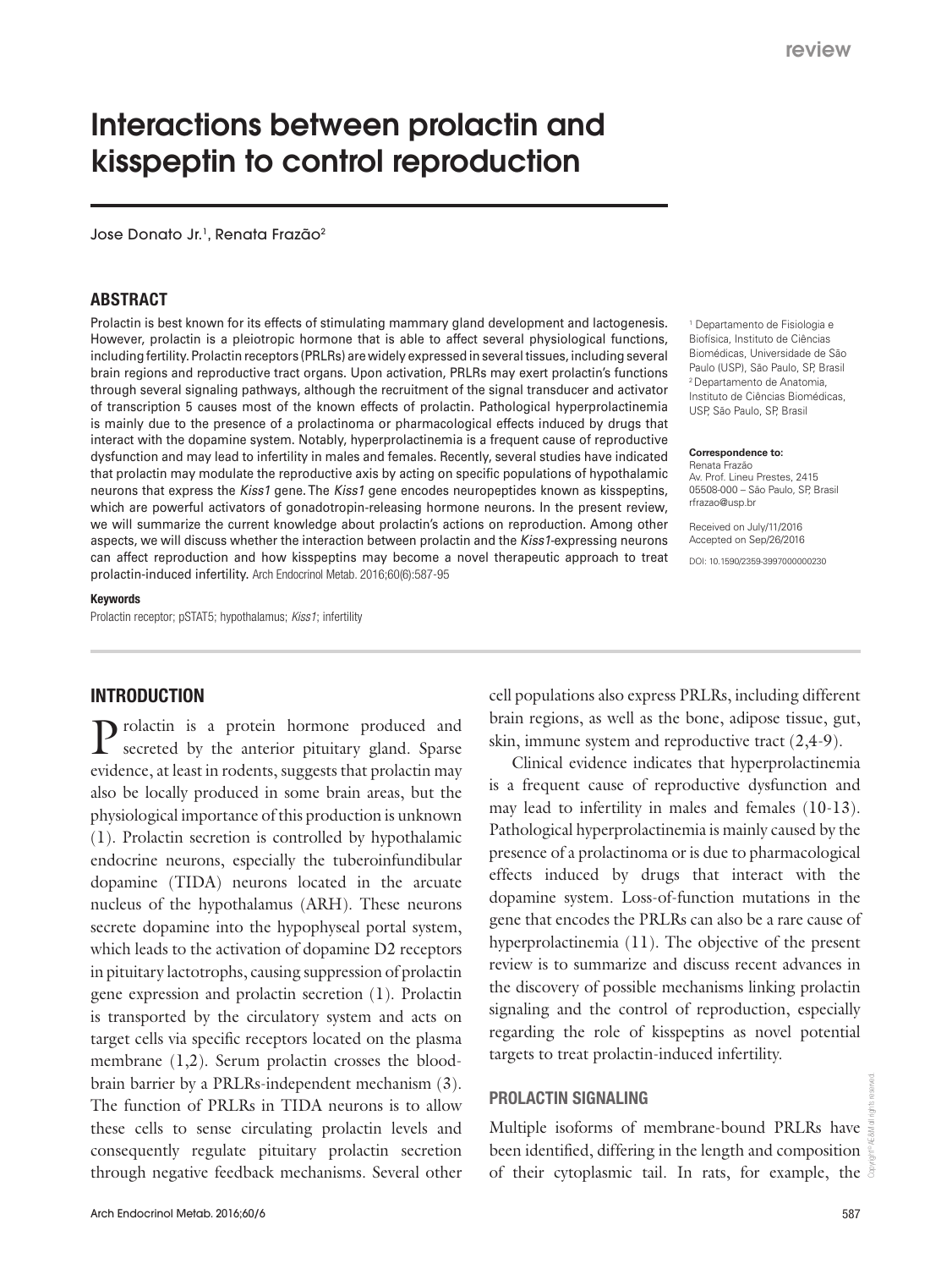review

# Interactions between prolactin and kisspeptin to control reproduction

Jose Donato Jr.[1], Renata Frazão[2]

## ABSTRACT

Prolactin is best known for its effects of stimulating mammary gland development and lactogenesis. However, prolactin is a pleiotropic hormone that is able to affect several physiological functions, including fertility. Prolactin receptors (PRLRs) are widely expressed in several tissues, including several brain regions and reproductive tract organs. Upon activation, PRLRs may exert prolactin's functions through several signaling pathways, although the recruitment of the signal transducer and activator of transcription 5 causes most of the known effects of prolactin. Pathological hyperprolactinemia is mainly due to the presence of a prolactinoma or pharmacological effects induced by drugs that interact with the dopamine system. Notably, hyperprolactinemia is a frequent cause of reproductive dysfunction and may lead to infertility in males and females. Recently, several studies have indicated that prolactin may modulate the reproductive axis by acting on specific populations of hypothalamic neurons that express the *Kiss1* gene. The *Kiss1* gene encodes neuropeptides known as kisspeptins, which are powerful activators of gonadotropin-releasing hormone neurons. In the present review, we will summarize the current knowledge about prolactin's actions on reproduction. Among other aspects, we will discuss whether the interaction between prolactin and the *Kiss1*-expressing neurons can affect reproduction and how kisspeptins may become a novel therapeutic approach to treat prolactin-induced infertility. Arch Endocrinol Metab. 2016;60(6):587-95

**Keywords**

Prolactin receptor; pSTAT5; hypothalamus; *Kiss1*; infertility

[1] Departamento de Fisiologia e Biofísica, Instituto de Ciências Biomédicas, Universidade de São Paulo (USP), São Paulo, SP, Brasil
[2] Departamento de Anatomia, Instituto de Ciências Biomédicas, USP, São Paulo, SP, Brasil

**Correspondence to:**
Renata Frazão
Av. Prof. Lineu Prestes, 2415
05508-000 – São Paulo, SP, Brasil
rfrazao@usp.br

Received on July/11/2016
Accepted on Sep/26/2016

DOI: 10.1590/2359-3997000000230

## INTRODUCTION

Prolactin is a protein hormone produced and secreted by the anterior pituitary gland. Sparse evidence, at least in rodents, suggests that prolactin may also be locally produced in some brain areas, but the physiological importance of this production is unknown (1). Prolactin secretion is controlled by hypothalamic endocrine neurons, especially the tuberoinfundibular dopamine (TIDA) neurons located in the arcuate nucleus of the hypothalamus (ARH). These neurons secrete dopamine into the hypophyseal portal system, which leads to the activation of dopamine D2 receptors in pituitary lactotrophs, causing suppression of prolactin gene expression and prolactin secretion (1). Prolactin is transported by the circulatory system and acts on target cells via specific receptors located on the plasma membrane (1,2). Serum prolactin crosses the blood-brain barrier by a PRLRs-independent mechanism (3). The function of PRLRs in TIDA neurons is to allow these cells to sense circulating prolactin levels and consequently regulate pituitary prolactin secretion through negative feedback mechanisms. Several other cell populations also express PRLRs, including different brain regions, as well as the bone, adipose tissue, gut, skin, immune system and reproductive tract (2,4-9).

Clinical evidence indicates that hyperprolactinemia is a frequent cause of reproductive dysfunction and may lead to infertility in males and females (10-13). Pathological hyperprolactinemia is mainly caused by the presence of a prolactinoma or is due to pharmacological effects induced by drugs that interact with the dopamine system. Loss-of-function mutations in the gene that encodes the PRLRs can also be a rare cause of hyperprolactinemia (11). The objective of the present review is to summarize and discuss recent advances in the discovery of possible mechanisms linking prolactin signaling and the control of reproduction, especially regarding the role of kisspeptins as novel potential targets to treat prolactin-induced infertility.

### PROLACTIN SIGNALING

Multiple isoforms of membrane-bound PRLRs have been identified, differing in the length and composition of their cytoplasmic tail. In rats, for example, the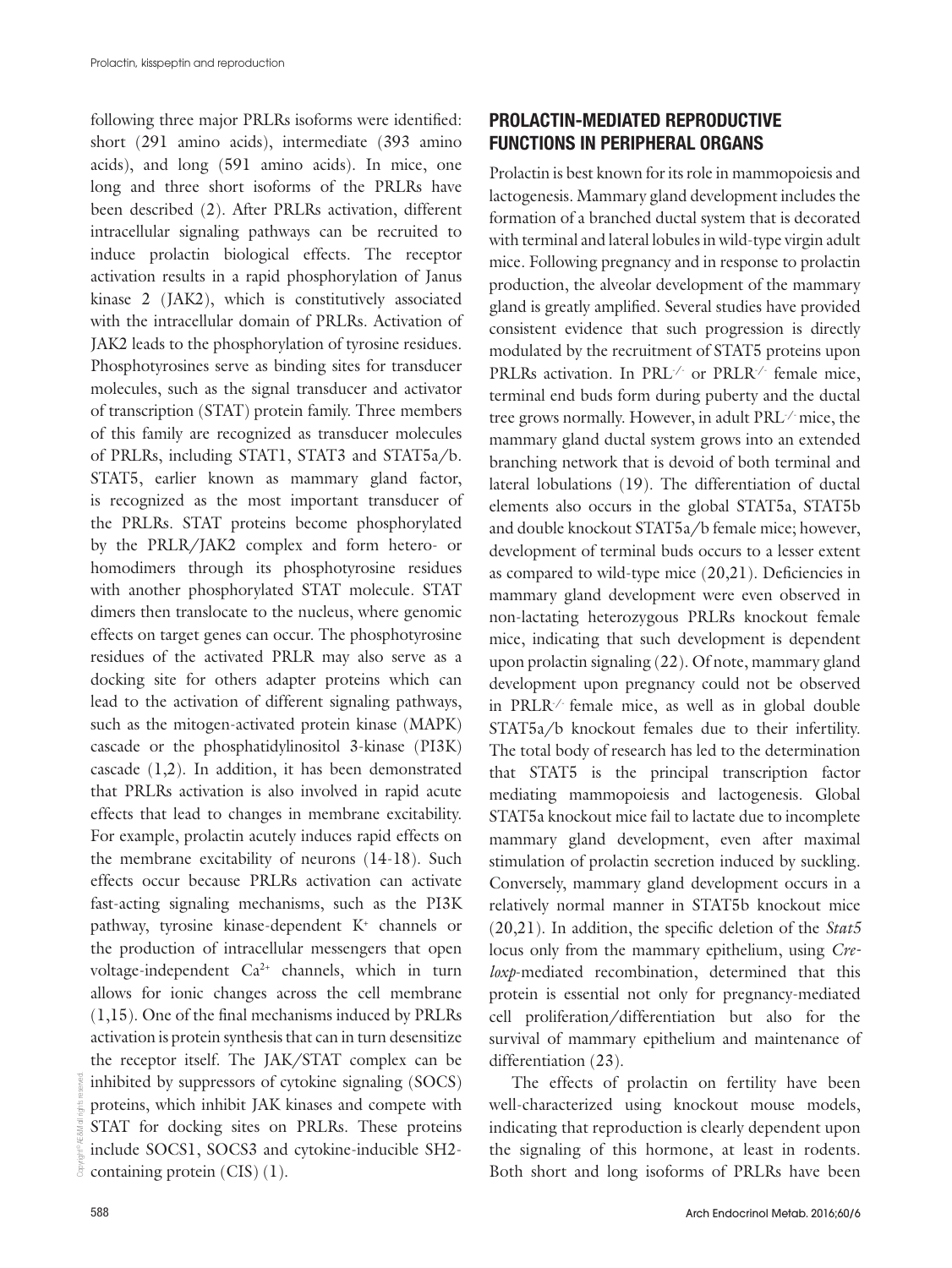following three major PRLRs isoforms were identified: short (291 amino acids), intermediate (393 amino acids), and long (591 amino acids). In mice, one long and three short isoforms of the PRLRs have been described (2). After PRLRs activation, different intracellular signaling pathways can be recruited to induce prolactin biological effects. The receptor activation results in a rapid phosphorylation of Janus kinase 2 (JAK2), which is constitutively associated with the intracellular domain of PRLRs. Activation of JAK2 leads to the phosphorylation of tyrosine residues. Phosphotyrosines serve as binding sites for transducer molecules, such as the signal transducer and activator of transcription (STAT) protein family. Three members of this family are recognized as transducer molecules of PRLRs, including STAT1, STAT3 and STAT5a/b. STAT5, earlier known as mammary gland factor, is recognized as the most important transducer of the PRLRs. STAT proteins become phosphorylated by the PRLR/JAK2 complex and form hetero- or homodimers through its phosphotyrosine residues with another phosphorylated STAT molecule. STAT dimers then translocate to the nucleus, where genomic effects on target genes can occur. The phosphotyrosine residues of the activated PRLR may also serve as a docking site for others adapter proteins which can lead to the activation of different signaling pathways, such as the mitogen-activated protein kinase (MAPK) cascade or the phosphatidylinositol 3-kinase (PI3K) cascade (1,2). In addition, it has been demonstrated that PRLRs activation is also involved in rapid acute effects that lead to changes in membrane excitability. For example, prolactin acutely induces rapid effects on the membrane excitability of neurons (14-18). Such effects occur because PRLRs activation can activate fast-acting signaling mechanisms, such as the PI3K pathway, tyrosine kinase-dependent $K^+$ channels or the production of intracellular messengers that open voltage-independent $Ca^{2+}$ channels, which in turn allows for ionic changes across the cell membrane (1,15). One of the final mechanisms induced by PRLRs activation is protein synthesis that can in turn desensitize the receptor itself. The JAK/STAT complex can be inhibited by suppressors of cytokine signaling (SOCS) proteins, which inhibit JAK kinases and compete with STAT for docking sites on PRLRs. These proteins include SOCS1, SOCS3 and cytokine-inducible SH2-containing protein (CIS) (1).

## PROLACTIN-MEDIATED REPRODUCTIVE FUNCTIONS IN PERIPHERAL ORGANS

Prolactin is best known for its role in mammopoiesis and lactogenesis. Mammary gland development includes the formation of a branched ductal system that is decorated with terminal and lateral lobules in wild-type virgin adult mice. Following pregnancy and in response to prolactin production, the alveolar development of the mammary gland is greatly amplified. Several studies have provided consistent evidence that such progression is directly modulated by the recruitment of STAT5 proteins upon PRLRs activation. In PRL$^{-/-}$ or PRLR$^{-/-}$ female mice, terminal end buds form during puberty and the ductal tree grows normally. However, in adult PRL$^{-/-}$ mice, the mammary gland ductal system grows into an extended branching network that is devoid of both terminal and lateral lobulations (19). The differentiation of ductal elements also occurs in the global STAT5a, STAT5b and double knockout STAT5a/b female mice; however, development of terminal buds occurs to a lesser extent as compared to wild-type mice (20,21). Deficiencies in mammary gland development were even observed in non-lactating heterozygous PRLRs knockout female mice, indicating that such development is dependent upon prolactin signaling (22). Of note, mammary gland development upon pregnancy could not be observed in PRLR$^{-/-}$ female mice, as well as in global double STAT5a/b knockout females due to their infertility. The total body of research has led to the determination that STAT5 is the principal transcription factor mediating mammopoiesis and lactogenesis. Global STAT5a knockout mice fail to lactate due to incomplete mammary gland development, even after maximal stimulation of prolactin secretion induced by suckling. Conversely, mammary gland development occurs in a relatively normal manner in STAT5b knockout mice (20,21). In addition, the specific deletion of the *Stat5* locus only from the mammary epithelium, using *Cre-loxp*-mediated recombination, determined that this protein is essential not only for pregnancy-mediated cell proliferation/differentiation but also for the survival of mammary epithelium and maintenance of differentiation (23).

The effects of prolactin on fertility have been well-characterized using knockout mouse models, indicating that reproduction is clearly dependent upon the signaling of this hormone, at least in rodents. Both short and long isoforms of PRLRs have been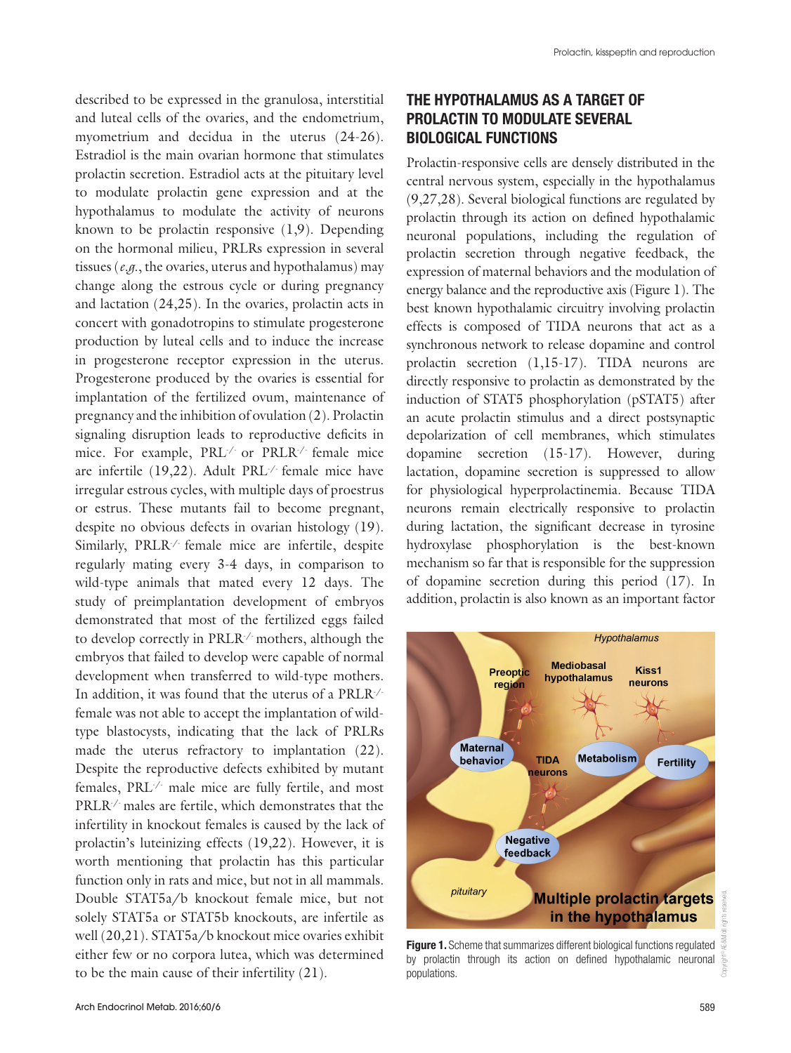described to be expressed in the granulosa, interstitial and luteal cells of the ovaries, and the endometrium, myometrium and decidua in the uterus (24-26). Estradiol is the main ovarian hormone that stimulates prolactin secretion. Estradiol acts at the pituitary level to modulate prolactin gene expression and at the hypothalamus to modulate the activity of neurons known to be prolactin responsive (1,9). Depending on the hormonal milieu, PRLRs expression in several tissues (*e.g.*, the ovaries, uterus and hypothalamus) may change along the estrous cycle or during pregnancy and lactation (24,25). In the ovaries, prolactin acts in concert with gonadotropins to stimulate progesterone production by luteal cells and to induce the increase in progesterone receptor expression in the uterus. Progesterone produced by the ovaries is essential for implantation of the fertilized ovum, maintenance of pregnancy and the inhibition of ovulation (2). Prolactin signaling disruption leads to reproductive deficits in mice. For example, $PRL^{-/-}$ or $PRLR^{-/-}$ female mice are infertile (19,22). Adult $PRL^{-/-}$ female mice have irregular estrous cycles, with multiple days of proestrus or estrus. These mutants fail to become pregnant, despite no obvious defects in ovarian histology (19). Similarly, $PRLR^{-/-}$ female mice are infertile, despite regularly mating every 3-4 days, in comparison to wild-type animals that mated every 12 days. The study of preimplantation development of embryos demonstrated that most of the fertilized eggs failed to develop correctly in $PRLR^{-/-}$ mothers, although the embryos that failed to develop were capable of normal development when transferred to wild-type mothers. In addition, it was found that the uterus of a $PRLR^{-/-}$ female was not able to accept the implantation of wild-type blastocysts, indicating that the lack of PRLRs made the uterus refractory to implantation (22). Despite the reproductive defects exhibited by mutant females, $PRL^{-/-}$ male mice are fully fertile, and most $PRLR^{-/-}$ males are fertile, which demonstrates that the infertility in knockout females is caused by the lack of prolactin's luteinizing effects (19,22). However, it is worth mentioning that prolactin has this particular function only in rats and mice, but not in all mammals. Double STAT5a/b knockout female mice, but not solely STAT5a or STAT5b knockouts, are infertile as well (20,21). STAT5a/b knockout mice ovaries exhibit either few or no corpora lutea, which was determined to be the main cause of their infertility (21).

## THE HYPOTHALAMUS AS A TARGET OF PROLACTIN TO MODULATE SEVERAL BIOLOGICAL FUNCTIONS

Prolactin-responsive cells are densely distributed in the central nervous system, especially in the hypothalamus (9,27,28). Several biological functions are regulated by prolactin through its action on defined hypothalamic neuronal populations, including the regulation of prolactin secretion through negative feedback, the expression of maternal behaviors and the modulation of energy balance and the reproductive axis (Figure 1). The best known hypothalamic circuitry involving prolactin effects is composed of TIDA neurons that act as a synchronous network to release dopamine and control prolactin secretion (1,15-17). TIDA neurons are directly responsive to prolactin as demonstrated by the induction of STAT5 phosphorylation (pSTAT5) after an acute prolactin stimulus and a direct postsynaptic depolarization of cell membranes, which stimulates dopamine secretion (15-17). However, during lactation, dopamine secretion is suppressed to allow for physiological hyperprolactinemia. Because TIDA neurons remain electrically responsive to prolactin during lactation, the significant decrease in tyrosine hydroxylase phosphorylation is the best-known mechanism so far that is responsible for the suppression of dopamine secretion during this period (17). In addition, prolactin is also known as an important factor

**Figure 1.** Scheme that summarizes different biological functions regulated by prolactin through its action on defined hypothalamic neuronal populations.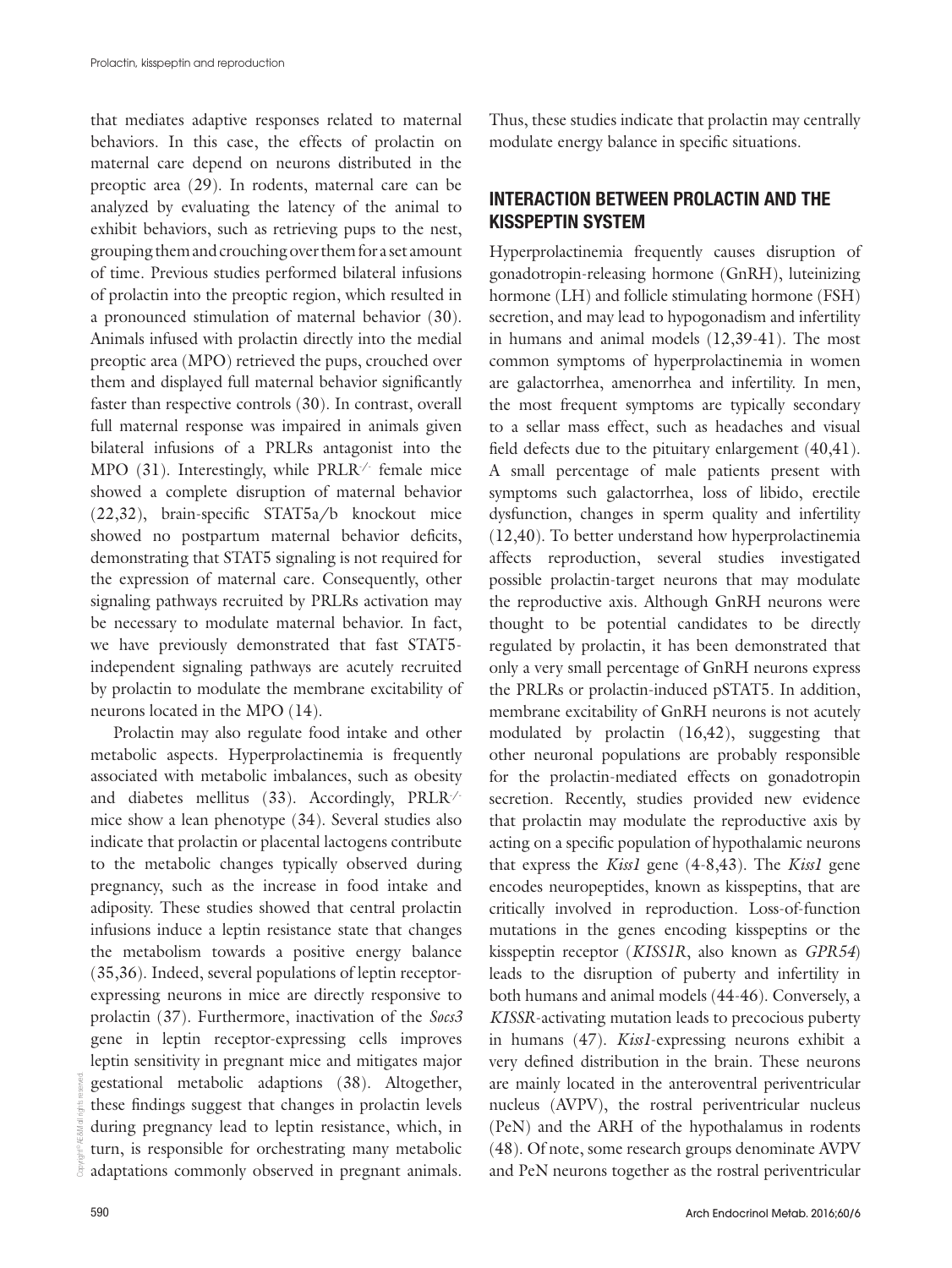that mediates adaptive responses related to maternal behaviors. In this case, the effects of prolactin on maternal care depend on neurons distributed in the preoptic area (29). In rodents, maternal care can be analyzed by evaluating the latency of the animal to exhibit behaviors, such as retrieving pups to the nest, grouping them and crouching over them for a set amount of time. Previous studies performed bilateral infusions of prolactin into the preoptic region, which resulted in a pronounced stimulation of maternal behavior (30). Animals infused with prolactin directly into the medial preoptic area (MPO) retrieved the pups, crouched over them and displayed full maternal behavior significantly faster than respective controls (30). In contrast, overall full maternal response was impaired in animals given bilateral infusions of a PRLRs antagonist into the MPO (31). Interestingly, while PRLR$^{-/-}$ female mice showed a complete disruption of maternal behavior (22,32), brain-specific STAT5a/b knockout mice showed no postpartum maternal behavior deficits, demonstrating that STAT5 signaling is not required for the expression of maternal care. Consequently, other signaling pathways recruited by PRLRs activation may be necessary to modulate maternal behavior. In fact, we have previously demonstrated that fast STAT5-independent signaling pathways are acutely recruited by prolactin to modulate the membrane excitability of neurons located in the MPO (14).

Prolactin may also regulate food intake and other metabolic aspects. Hyperprolactinemia is frequently associated with metabolic imbalances, such as obesity and diabetes mellitus (33). Accordingly, PRLR$^{-/-}$ mice show a lean phenotype (34). Several studies also indicate that prolactin or placental lactogens contribute to the metabolic changes typically observed during pregnancy, such as the increase in food intake and adiposity. These studies showed that central prolactin infusions induce a leptin resistance state that changes the metabolism towards a positive energy balance (35,36). Indeed, several populations of leptin receptor-expressing neurons in mice are directly responsive to prolactin (37). Furthermore, inactivation of the *Socs3* gene in leptin receptor-expressing cells improves leptin sensitivity in pregnant mice and mitigates major gestational metabolic adaptions (38). Altogether, these findings suggest that changes in prolactin levels during pregnancy lead to leptin resistance, which, in turn, is responsible for orchestrating many metabolic adaptations commonly observed in pregnant animals. Thus, these studies indicate that prolactin may centrally modulate energy balance in specific situations.

## INTERACTION BETWEEN PROLACTIN AND THE KISSPEPTIN SYSTEM

Hyperprolactinemia frequently causes disruption of gonadotropin-releasing hormone (GnRH), luteinizing hormone (LH) and follicle stimulating hormone (FSH) secretion, and may lead to hypogonadism and infertility in humans and animal models (12,39-41). The most common symptoms of hyperprolactinemia in women are galactorrhea, amenorrhea and infertility. In men, the most frequent symptoms are typically secondary to a sellar mass effect, such as headaches and visual field defects due to the pituitary enlargement (40,41). A small percentage of male patients present with symptoms such galactorrhea, loss of libido, erectile dysfunction, changes in sperm quality and infertility (12,40). To better understand how hyperprolactinemia affects reproduction, several studies investigated possible prolactin-target neurons that may modulate the reproductive axis. Although GnRH neurons were thought to be potential candidates to be directly regulated by prolactin, it has been demonstrated that only a very small percentage of GnRH neurons express the PRLRs or prolactin-induced pSTAT5. In addition, membrane excitability of GnRH neurons is not acutely modulated by prolactin (16,42), suggesting that other neuronal populations are probably responsible for the prolactin-mediated effects on gonadotropin secretion. Recently, studies provided new evidence that prolactin may modulate the reproductive axis by acting on a specific population of hypothalamic neurons that express the *Kiss1* gene (4-8,43). The *Kiss1* gene encodes neuropeptides, known as kisspeptins, that are critically involved in reproduction. Loss-of-function mutations in the genes encoding kisspeptins or the kisspeptin receptor (*KISS1R*, also known as *GPR54*) leads to the disruption of puberty and infertility in both humans and animal models (44-46). Conversely, a *KISSR*-activating mutation leads to precocious puberty in humans (47). *Kiss1*-expressing neurons exhibit a very defined distribution in the brain. These neurons are mainly located in the anteroventral periventricular nucleus (AVPV), the rostral periventricular nucleus (PeN) and the ARH of the hypothalamus in rodents (48). Of note, some research groups denominate AVPV and PeN neurons together as the rostral periventricular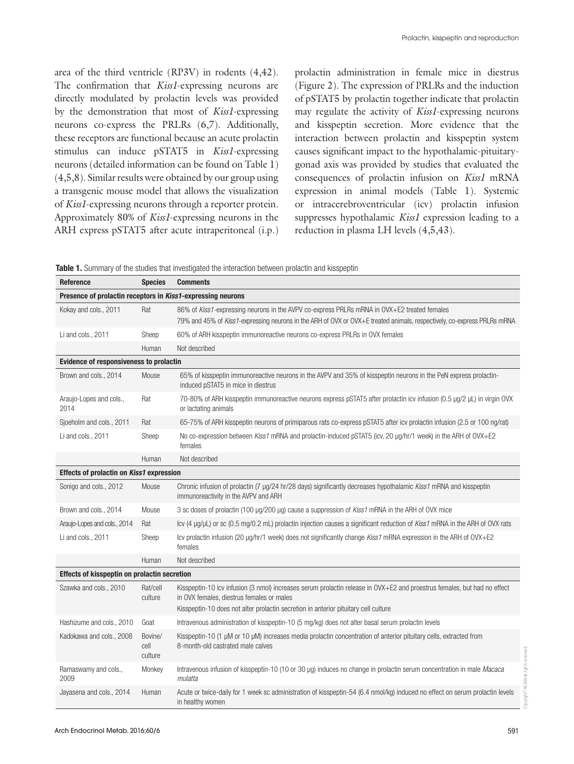area of the third ventricle (RP3V) in rodents (4,42). The confirmation that *Kiss1*-expressing neurons are directly modulated by prolactin levels was provided by the demonstration that most of *Kiss1*-expressing neurons co-express the PRLRs (6,7). Additionally, these receptors are functional because an acute prolactin stimulus can induce pSTAT5 in *Kiss1*-expressing neurons (detailed information can be found on Table 1) (4,5,8). Similar results were obtained by our group using a transgenic mouse model that allows the visualization of *Kiss1*-expressing neurons through a reporter protein. Approximately 80% of *Kiss1*-expressing neurons in the ARH express pSTAT5 after acute intraperitoneal (i.p.) prolactin administration in female mice in diestrus (Figure 2). The expression of PRLRs and the induction of pSTAT5 by prolactin together indicate that prolactin may regulate the activity of *Kiss1*-expressing neurons and kisspeptin secretion. More evidence that the interaction between prolactin and kisspeptin system causes significant impact to the hypothalamic-pituitary-gonad axis was provided by studies that evaluated the consequences of prolactin infusion on *Kiss1* mRNA expression in animal models (Table 1). Systemic or intracerebroventricular (icv) prolactin infusion suppresses hypothalamic *Kiss1* expression leading to a reduction in plasma LH levels (4,5,43).

**Table 1.** Summary of the studies that investigated the interaction between prolactin and kisspeptin

| Reference | Species | Comments |
|---|---|---|
| **Presence of prolactin receptors in *Kiss1*-expressing neurons** | | |
| Kokay and cols., 2011 | Rat | 86% of *Kiss1*-expressing neurons in the AVPV co-express PRLRs mRNA in OVX+E2 treated females<br>79% and 45% of *Kiss1*-expressing neurons in the ARH of OVX or OVX+E treated animals, respectively, co-express PRLRs mRNA |
| Li and cols., 2011 | Sheep | 60% of ARH kisspeptin immunoreactive neurons co-express PRLRs in OVX females |
| | Human | Not described |
| **Evidence of responsiveness to prolactin** | | |
| Brown and cols., 2014 | Mouse | 65% of kisspeptin immunoreactive neurons in the AVPV and 35% of kisspeptin neurons in the PeN express prolactin-induced pSTAT5 in mice in diestrus |
| Araujo-Lopes and cols., 2014 | Rat | 70-80% of ARH kisspeptin immunoreactive neurons express pSTAT5 after prolactin icv infusion (0.5 µg/2 µL) in virgin OVX or lactating animals |
| Sjoeholm and cols., 2011 | Rat | 65-75% of ARH kisspeptin neurons of primiparous rats co-express pSTAT5 after icv prolactin infusion (2.5 or 100 ng/rat) |
| Li and cols., 2011 | Sheep | No co-expression between *Kiss1* mRNA and prolactin-induced pSTAT5 (icv, 20 µg/hr/1 week) in the ARH of OVX+E2 females |
| | Human | Not described |
| **Effects of prolactin on *Kiss1* expression** | | |
| Sonigo and cols., 2012 | Mouse | Chronic infusion of prolactin (7 µg/24 hr/28 days) significantly decreases hypothalamic *Kiss1* mRNA and kisspeptin immunoreactivity in the AVPV and ARH |
| Brown and cols., 2014 | Mouse | 3 sc doses of prolactin (100 µg/200 µg) cause a suppression of *Kiss1* mRNA in the ARH of OVX mice |
| Araujo-Lopes and cols., 2014 | Rat | Icv (4 µg/µL) or sc (0.5 mg/0.2 mL) prolactin injection causes a significant reduction of *Kiss1* mRNA in the ARH of OVX rats |
| Li and cols., 2011 | Sheep | Icv prolactin infusion (20 µg/hr/1 week) does not significantly change *Kiss1* mRNA expression in the ARH of OVX+E2 females |
| | Human | Not described |
| **Effects of kisspeptin on prolactin secretion** | | |
| Szawka and cols., 2010 | Rat/cell culture | Kisspeptin-10 icv infusion (3 nmol) increases serum prolactin release in OVX+E2 and proestrus females, but had no effect in OVX females, diestrus females or males<br>Kisspeptin-10 does not alter prolactin secretion in anterior pituitary cell culture |
| Hashizume and cols., 2010 | Goat | Intravenous administration of kisspeptin-10 (5 mg/kg) does not alter basal serum prolactin levels |
| Kadokawa and cols., 2008 | Bovine/cell culture | Kisspeptin-10 (1 µM or 10 µM) increases media prolactin concentration of anterior pituitary cells, extracted from 8-month-old castrated male calves |
| Ramaswamy and cols., 2009 | Monkey | Intravenous infusion of kisspeptin-10 (10 or 30 µg) induces no change in prolactin serum concentration in male *Macaca mulatta* |
| Jayasena and cols., 2014 | Human | Acute or twice-daily for 1 week sc administration of kisspeptin-54 (6.4 nmol/kg) induced no effect on serum prolactin levels in healthy women |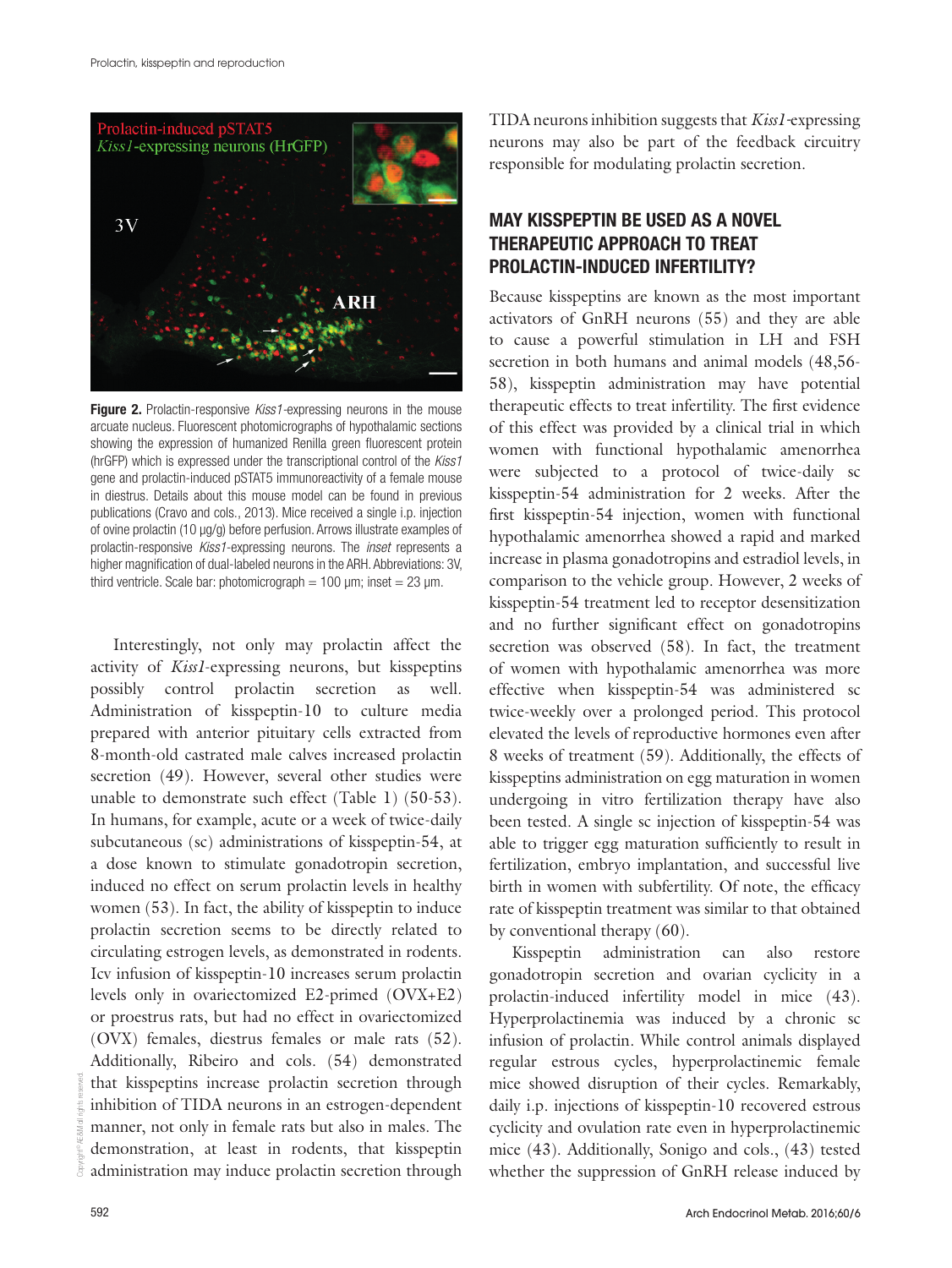**Figure 2.** Prolactin-responsive *Kiss1*-expressing neurons in the mouse arcuate nucleus. Fluorescent photomicrographs of hypothalamic sections showing the expression of humanized Renilla green fluorescent protein (hrGFP) which is expressed under the transcriptional control of the *Kiss1* gene and prolactin-induced pSTAT5 immunoreactivity of a female mouse in diestrus. Details about this mouse model can be found in previous publications (Cravo and cols., 2013). Mice received a single i.p. injection of ovine prolactin (10 µg/g) before perfusion. Arrows illustrate examples of prolactin-responsive *Kiss1*-expressing neurons. The *inset* represents a higher magnification of dual-labeled neurons in the ARH. Abbreviations: 3V, third ventricle. Scale bar: photomicrograph = 100 µm; inset = 23 µm.

Interestingly, not only may prolactin affect the activity of *Kiss1*-expressing neurons, but kisspeptins possibly control prolactin secretion as well. Administration of kisspeptin-10 to culture media prepared with anterior pituitary cells extracted from 8-month-old castrated male calves increased prolactin secretion (49). However, several other studies were unable to demonstrate such effect (Table 1) (50-53). In humans, for example, acute or a week of twice-daily subcutaneous (sc) administrations of kisspeptin-54, at a dose known to stimulate gonadotropin secretion, induced no effect on serum prolactin levels in healthy women (53). In fact, the ability of kisspeptin to induce prolactin secretion seems to be directly related to circulating estrogen levels, as demonstrated in rodents. Icv infusion of kisspeptin-10 increases serum prolactin levels only in ovariectomized E2-primed (OVX+E2) or proestrus rats, but had no effect in ovariectomized (OVX) females, diestrus females or male rats (52). Additionally, Ribeiro and cols. (54) demonstrated that kisspeptins increase prolactin secretion through inhibition of TIDA neurons in an estrogen-dependent manner, not only in female rats but also in males. The demonstration, at least in rodents, that kisspeptin administration may induce prolactin secretion through TIDA neurons inhibition suggests that *Kiss1*-expressing neurons may also be part of the feedback circuitry responsible for modulating prolactin secretion.

## MAY KISSPEPTIN BE USED AS A NOVEL THERAPEUTIC APPROACH TO TREAT PROLACTIN-INDUCED INFERTILITY?

Because kisspeptins are known as the most important activators of GnRH neurons (55) and they are able to cause a powerful stimulation in LH and FSH secretion in both humans and animal models (48,56-58), kisspeptin administration may have potential therapeutic effects to treat infertility. The first evidence of this effect was provided by a clinical trial in which women with functional hypothalamic amenorrhea were subjected to a protocol of twice-daily sc kisspeptin-54 administration for 2 weeks. After the first kisspeptin-54 injection, women with functional hypothalamic amenorrhea showed a rapid and marked increase in plasma gonadotropins and estradiol levels, in comparison to the vehicle group. However, 2 weeks of kisspeptin-54 treatment led to receptor desensitization and no further significant effect on gonadotropins secretion was observed (58). In fact, the treatment of women with hypothalamic amenorrhea was more effective when kisspeptin-54 was administered sc twice-weekly over a prolonged period. This protocol elevated the levels of reproductive hormones even after 8 weeks of treatment (59). Additionally, the effects of kisspeptins administration on egg maturation in women undergoing in vitro fertilization therapy have also been tested. A single sc injection of kisspeptin-54 was able to trigger egg maturation sufficiently to result in fertilization, embryo implantation, and successful live birth in women with subfertility. Of note, the efficacy rate of kisspeptin treatment was similar to that obtained by conventional therapy (60).

Kisspeptin administration can also restore gonadotropin secretion and ovarian cyclicity in a prolactin-induced infertility model in mice (43). Hyperprolactinemia was induced by a chronic sc infusion of prolactin. While control animals displayed regular estrous cycles, hyperprolactinemic female mice showed disruption of their cycles. Remarkably, daily i.p. injections of kisspeptin-10 recovered estrous cyclicity and ovulation rate even in hyperprolactinemic mice (43). Additionally, Sonigo and cols., (43) tested whether the suppression of GnRH release induced by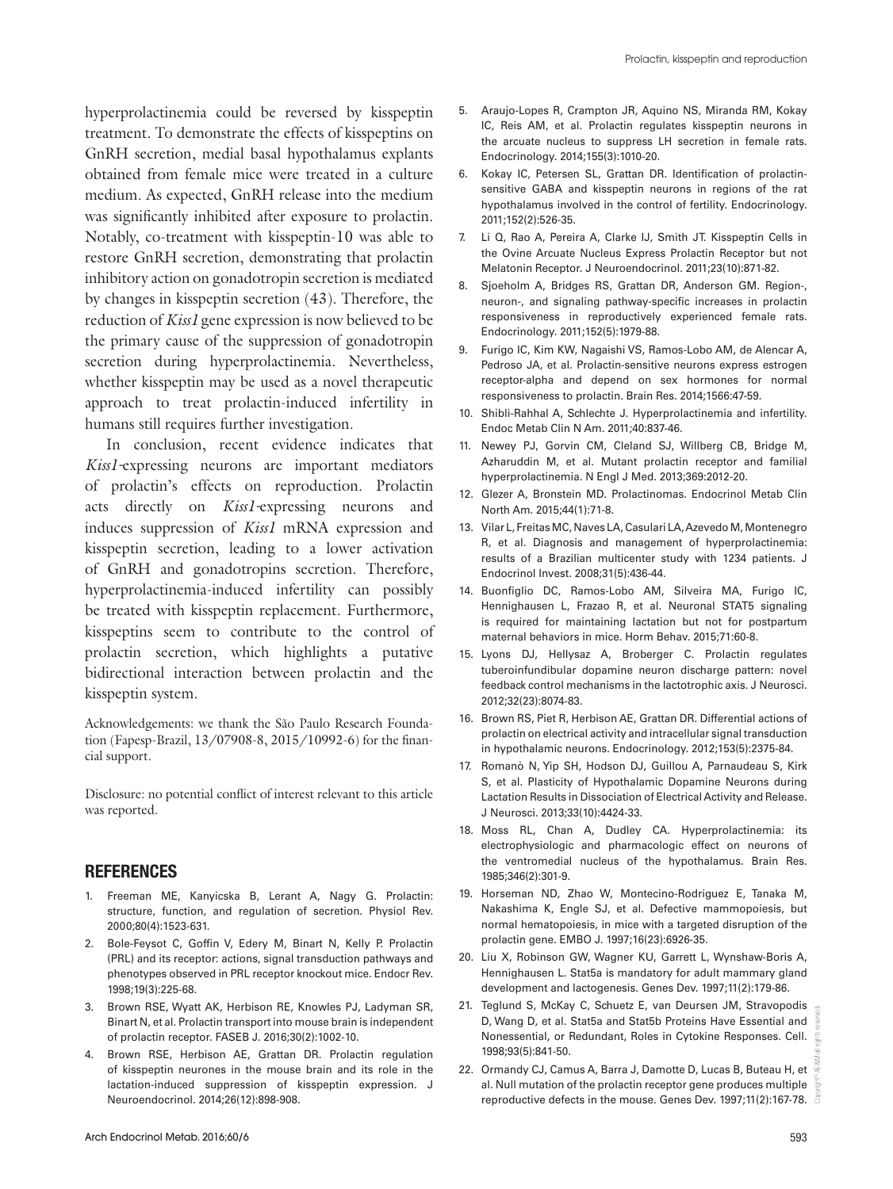hyperprolactinemia could be reversed by kisspeptin treatment. To demonstrate the effects of kisspeptins on GnRH secretion, medial basal hypothalamus explants obtained from female mice were treated in a culture medium. As expected, GnRH release into the medium was significantly inhibited after exposure to prolactin. Notably, co-treatment with kisspeptin-10 was able to restore GnRH secretion, demonstrating that prolactin inhibitory action on gonadotropin secretion is mediated by changes in kisspeptin secretion (43). Therefore, the reduction of *Kiss1* gene expression is now believed to be the primary cause of the suppression of gonadotropin secretion during hyperprolactinemia. Nevertheless, whether kisspeptin may be used as a novel therapeutic approach to treat prolactin-induced infertility in humans still requires further investigation.

In conclusion, recent evidence indicates that *Kiss1*-expressing neurons are important mediators of prolactin's effects on reproduction. Prolactin acts directly on *Kiss1*-expressing neurons and induces suppression of *Kiss1* mRNA expression and kisspeptin secretion, leading to a lower activation of GnRH and gonadotropins secretion. Therefore, hyperprolactinemia-induced infertility can possibly be treated with kisspeptin replacement. Furthermore, kisspeptins seem to contribute to the control of prolactin secretion, which highlights a putative bidirectional interaction between prolactin and the kisspeptin system.

Acknowledgements: we thank the São Paulo Research Foundation (Fapesp-Brazil, 13/07908-8, 2015/10992-6) for the financial support.

Disclosure: no potential conflict of interest relevant to this article was reported.

## REFERENCES

1. Freeman ME, Kanyicska B, Lerant A, Nagy G. Prolactin: structure, function, and regulation of secretion. Physiol Rev. 2000;80(4):1523-631.
2. Bole-Feysot C, Goffin V, Edery M, Binart N, Kelly P. Prolactin (PRL) and its receptor: actions, signal transduction pathways and phenotypes observed in PRL receptor knockout mice. Endocr Rev. 1998;19(3):225-68.
3. Brown RSE, Wyatt AK, Herbison RE, Knowles PJ, Ladyman SR, Binart N, et al. Prolactin transport into mouse brain is independent of prolactin receptor. FASEB J. 2016;30(2):1002-10.
4. Brown RSE, Herbison AE, Grattan DR. Prolactin regulation of kisspeptin neurones in the mouse brain and its role in the lactation-induced suppression of kisspeptin expression. J Neuroendocrinol. 2014;26(12):898-908.
5. Araujo-Lopes R, Crampton JR, Aquino NS, Miranda RM, Kokay IC, Reis AM, et al. Prolactin regulates kisspeptin neurons in the arcuate nucleus to suppress LH secretion in female rats. Endocrinology. 2014;155(3):1010-20.
6. Kokay IC, Petersen SL, Grattan DR. Identification of prolactin-sensitive GABA and kisspeptin neurons in regions of the rat hypothalamus involved in the control of fertility. Endocrinology. 2011;152(2):526-35.
7. Li Q, Rao A, Pereira A, Clarke IJ, Smith JT. Kisspeptin Cells in the Ovine Arcuate Nucleus Express Prolactin Receptor but not Melatonin Receptor. J Neuroendocrinol. 2011;23(10):871-82.
8. Sjoeholm A, Bridges RS, Grattan DR, Anderson GM. Region-, neuron-, and signaling pathway-specific increases in prolactin responsiveness in reproductively experienced female rats. Endocrinology. 2011;152(5):1979-88.
9. Furigo IC, Kim KW, Nagaishi VS, Ramos-Lobo AM, de Alencar A, Pedroso JA, et al. Prolactin-sensitive neurons express estrogen receptor-alpha and depend on sex hormones for normal responsiveness to prolactin. Brain Res. 2014;1566:47-59.
10. Shibli-Rahhal A, Schlechte J. Hyperprolactinemia and infertility. Endoc Metab Clin N Am. 2011;40:837-46.
11. Newey PJ, Gorvin CM, Cleland SJ, Willberg CB, Bridge M, Azharuddin M, et al. Mutant prolactin receptor and familial hyperprolactinemia. N Engl J Med. 2013;369:2012-20.
12. Glezer A, Bronstein MD. Prolactinomas. Endocrinol Metab Clin North Am. 2015;44(1):71-8.
13. Vilar L, Freitas MC, Naves LA, Casulari LA, Azevedo M, Montenegro R, et al. Diagnosis and management of hyperprolactinemia: results of a Brazilian multicenter study with 1234 patients. J Endocrinol Invest. 2008;31(5):436-44.
14. Buonfiglio DC, Ramos-Lobo AM, Silveira MA, Furigo IC, Hennighausen L, Frazao R, et al. Neuronal STAT5 signaling is required for maintaining lactation but not for postpartum maternal behaviors in mice. Horm Behav. 2015;71:60-8.
15. Lyons DJ, Hellysaz A, Broberger C. Prolactin regulates tuberoinfundibular dopamine neuron discharge pattern: novel feedback control mechanisms in the lactotrophic axis. J Neurosci. 2012;32(23):8074-83.
16. Brown RS, Piet R, Herbison AE, Grattan DR. Differential actions of prolactin on electrical activity and intracellular signal transduction in hypothalamic neurons. Endocrinology. 2012;153(5):2375-84.
17. Romanò N, Yip SH, Hodson DJ, Guillou A, Parnaudeau S, Kirk S, et al. Plasticity of Hypothalamic Dopamine Neurons during Lactation Results in Dissociation of Electrical Activity and Release. J Neurosci. 2013;33(10):4424-33.
18. Moss RL, Chan A, Dudley CA. Hyperprolactinemia: its electrophysiologic and pharmacologic effect on neurons of the ventromedial nucleus of the hypothalamus. Brain Res. 1985;346(2):301-9.
19. Horseman ND, Zhao W, Montecino-Rodriguez E, Tanaka M, Nakashima K, Engle SJ, et al. Defective mammopoiesis, but normal hematopoiesis, in mice with a targeted disruption of the prolactin gene. EMBO J. 1997;16(23):6926-35.
20. Liu X, Robinson GW, Wagner KU, Garrett L, Wynshaw-Boris A, Hennighausen L. Stat5a is mandatory for adult mammary gland development and lactogenesis. Genes Dev. 1997;11(2):179-86.
21. Teglund S, McKay C, Schuetz E, van Deursen JM, Stravopodis D, Wang D, et al. Stat5a and Stat5b Proteins Have Essential and Nonessential, or Redundant, Roles in Cytokine Responses. Cell. 1998;93(5):841-50.
22. Ormandy CJ, Camus A, Barra J, Damotte D, Lucas B, Buteau H, et al. Null mutation of the prolactin receptor gene produces multiple reproductive defects in the mouse. Genes Dev. 1997;11(2):167-78.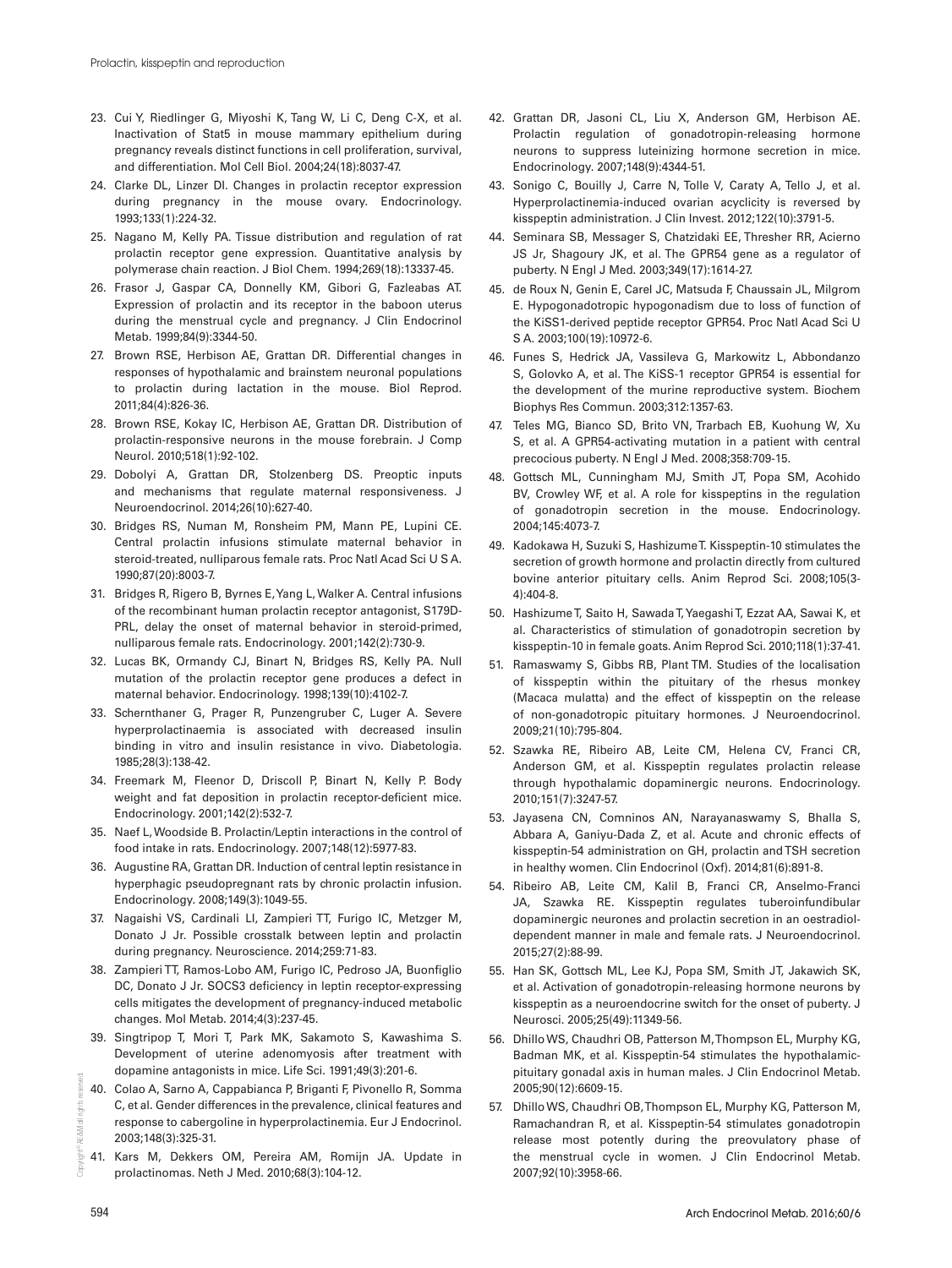23. Cui Y, Riedlinger G, Miyoshi K, Tang W, Li C, Deng C-X, et al. Inactivation of Stat5 in mouse mammary epithelium during pregnancy reveals distinct functions in cell proliferation, survival, and differentiation. Mol Cell Biol. 2004;24(18):8037-47.
24. Clarke DL, Linzer DI. Changes in prolactin receptor expression during pregnancy in the mouse ovary. Endocrinology. 1993;133(1):224-32.
25. Nagano M, Kelly PA. Tissue distribution and regulation of rat prolactin receptor gene expression. Quantitative analysis by polymerase chain reaction. J Biol Chem. 1994;269(18):13337-45.
26. Frasor J, Gaspar CA, Donnelly KM, Gibori G, Fazleabas AT. Expression of prolactin and its receptor in the baboon uterus during the menstrual cycle and pregnancy. J Clin Endocrinol Metab. 1999;84(9):3344-50.
27. Brown RSE, Herbison AE, Grattan DR. Differential changes in responses of hypothalamic and brainstem neuronal populations to prolactin during lactation in the mouse. Biol Reprod. 2011;84(4):826-36.
28. Brown RSE, Kokay IC, Herbison AE, Grattan DR. Distribution of prolactin-responsive neurons in the mouse forebrain. J Comp Neurol. 2010;518(1):92-102.
29. Dobolyi A, Grattan DR, Stolzenberg DS. Preoptic inputs and mechanisms that regulate maternal responsiveness. J Neuroendocrinol. 2014;26(10):627-40.
30. Bridges RS, Numan M, Ronsheim PM, Mann PE, Lupini CE. Central prolactin infusions stimulate maternal behavior in steroid-treated, nulliparous female rats. Proc Natl Acad Sci U S A. 1990;87(20):8003-7.
31. Bridges R, Rigero B, Byrnes E, Yang L, Walker A. Central infusions of the recombinant human prolactin receptor antagonist, S179D-PRL, delay the onset of maternal behavior in steroid-primed, nulliparous female rats. Endocrinology. 2001;142(2):730-9.
32. Lucas BK, Ormandy CJ, Binart N, Bridges RS, Kelly PA. Null mutation of the prolactin receptor gene produces a defect in maternal behavior. Endocrinology. 1998;139(10):4102-7.
33. Schernthaner G, Prager R, Punzengruber C, Luger A. Severe hyperprolactinaemia is associated with decreased insulin binding in vitro and insulin resistance in vivo. Diabetologia. 1985;28(3):138-42.
34. Freemark M, Fleenor D, Driscoll P, Binart N, Kelly P. Body weight and fat deposition in prolactin receptor-deficient mice. Endocrinology. 2001;142(2):532-7.
35. Naef L, Woodside B. Prolactin/Leptin interactions in the control of food intake in rats. Endocrinology. 2007;148(12):5977-83.
36. Augustine RA, Grattan DR. Induction of central leptin resistance in hyperphagic pseudopregnant rats by chronic prolactin infusion. Endocrinology. 2008;149(3):1049-55.
37. Nagaishi VS, Cardinali LI, Zampieri TT, Furigo IC, Metzger M, Donato J Jr. Possible crosstalk between leptin and prolactin during pregnancy. Neuroscience. 2014;259:71-83.
38. Zampieri TT, Ramos-Lobo AM, Furigo IC, Pedroso JA, Buonfiglio DC, Donato J Jr. SOCS3 deficiency in leptin receptor-expressing cells mitigates the development of pregnancy-induced metabolic changes. Mol Metab. 2014;4(3):237-45.
39. Singtripop T, Mori T, Park MK, Sakamoto S, Kawashima S. Development of uterine adenomyosis after treatment with dopamine antagonists in mice. Life Sci. 1991;49(3):201-6.
40. Colao A, Sarno A, Cappabianca P, Briganti F, Pivonello R, Somma C, et al. Gender differences in the prevalence, clinical features and response to cabergoline in hyperprolactinemia. Eur J Endocrinol. 2003;148(3):325-31.
41. Kars M, Dekkers OM, Pereira AM, Romijn JA. Update in prolactinomas. Neth J Med. 2010;68(3):104-12.
42. Grattan DR, Jasoni CL, Liu X, Anderson GM, Herbison AE. Prolactin regulation of gonadotropin-releasing hormone neurons to suppress luteinizing hormone secretion in mice. Endocrinology. 2007;148(9):4344-51.
43. Sonigo C, Bouilly J, Carre N, Tolle V, Caraty A, Tello J, et al. Hyperprolactinemia-induced ovarian acyclicity is reversed by kisspeptin administration. J Clin Invest. 2012;122(10):3791-5.
44. Seminara SB, Messager S, Chatzidaki EE, Thresher RR, Acierno JS Jr, Shagoury JK, et al. The GPR54 gene as a regulator of puberty. N Engl J Med. 2003;349(17):1614-27.
45. de Roux N, Genin E, Carel JC, Matsuda F, Chaussain JL, Milgrom E. Hypogonadotropic hypogonadism due to loss of function of the KiSS1-derived peptide receptor GPR54. Proc Natl Acad Sci U S A. 2003;100(19):10972-6.
46. Funes S, Hedrick JA, Vassileva G, Markowitz L, Abbondanzo S, Golovko A, et al. The KiSS-1 receptor GPR54 is essential for the development of the murine reproductive system. Biochem Biophys Res Commun. 2003;312:1357-63.
47. Teles MG, Bianco SD, Brito VN, Trarbach EB, Kuohung W, Xu S, et al. A GPR54-activating mutation in a patient with central precocious puberty. N Engl J Med. 2008;358:709-15.
48. Gottsch ML, Cunningham MJ, Smith JT, Popa SM, Acohido BV, Crowley WF, et al. A role for kisspeptins in the regulation of gonadotropin secretion in the mouse. Endocrinology. 2004;145:4073-7.
49. Kadokawa H, Suzuki S, Hashizume T. Kisspeptin-10 stimulates the secretion of growth hormone and prolactin directly from cultured bovine anterior pituitary cells. Anim Reprod Sci. 2008;105(3-4):404-8.
50. Hashizume T, Saito H, Sawada T, Yaegashi T, Ezzat AA, Sawai K, et al. Characteristics of stimulation of gonadotropin secretion by kisspeptin-10 in female goats. Anim Reprod Sci. 2010;118(1):37-41.
51. Ramaswamy S, Gibbs RB, Plant TM. Studies of the localisation of kisspeptin within the pituitary of the rhesus monkey (Macaca mulatta) and the effect of kisspeptin on the release of non-gonadotropic pituitary hormones. J Neuroendocrinol. 2009;21(10):795-804.
52. Szawka RE, Ribeiro AB, Leite CM, Helena CV, Franci CR, Anderson GM, et al. Kisspeptin regulates prolactin release through hypothalamic dopaminergic neurons. Endocrinology. 2010;151(7):3247-57.
53. Jayasena CN, Comninos AN, Narayanaswamy S, Bhalla S, Abbara A, Ganiyu-Dada Z, et al. Acute and chronic effects of kisspeptin-54 administration on GH, prolactin and TSH secretion in healthy women. Clin Endocrinol (Oxf). 2014;81(6):891-8.
54. Ribeiro AB, Leite CM, Kalil B, Franci CR, Anselmo-Franci JA, Szawka RE. Kisspeptin regulates tuberoinfundibular dopaminergic neurones and prolactin secretion in an oestradiol-dependent manner in male and female rats. J Neuroendocrinol. 2015;27(2):88-99.
55. Han SK, Gottsch ML, Lee KJ, Popa SM, Smith JT, Jakawich SK, et al. Activation of gonadotropin-releasing hormone neurons by kisspeptin as a neuroendocrine switch for the onset of puberty. J Neurosci. 2005;25(49):11349-56.
56. Dhillo WS, Chaudhri OB, Patterson M, Thompson EL, Murphy KG, Badman MK, et al. Kisspeptin-54 stimulates the hypothalamic-pituitary gonadal axis in human males. J Clin Endocrinol Metab. 2005;90(12):6609-15.
57. Dhillo WS, Chaudhri OB, Thompson EL, Murphy KG, Patterson M, Ramachandran R, et al. Kisspeptin-54 stimulates gonadotropin release most potently during the preovulatory phase of the menstrual cycle in women. J Clin Endocrinol Metab. 2007;92(10):3958-66.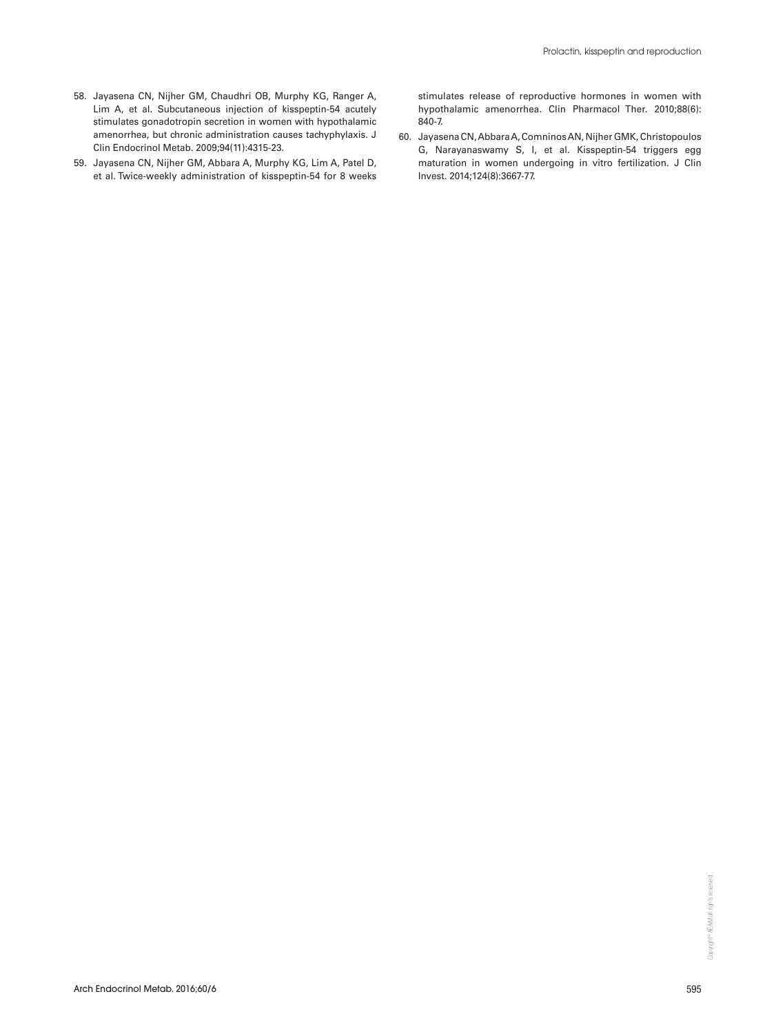58. Jayasena CN, Nijher GM, Chaudhri OB, Murphy KG, Ranger A, Lim A, et al. Subcutaneous injection of kisspeptin-54 acutely stimulates gonadotropin secretion in women with hypothalamic amenorrhea, but chronic administration causes tachyphylaxis. J Clin Endocrinol Metab. 2009;94(11):4315-23.
59. Jayasena CN, Nijher GM, Abbara A, Murphy KG, Lim A, Patel D, et al. Twice-weekly administration of kisspeptin-54 for 8 weeks stimulates release of reproductive hormones in women with hypothalamic amenorrhea. Clin Pharmacol Ther. 2010;88(6):840-7.
60. Jayasena CN, Abbara A, Comninos AN, Nijher GMK, Christopoulos G, Narayanaswamy S, I, et al. Kisspeptin-54 triggers egg maturation in women undergoing in vitro fertilization. J Clin Invest. 2014;124(8):3667-77.